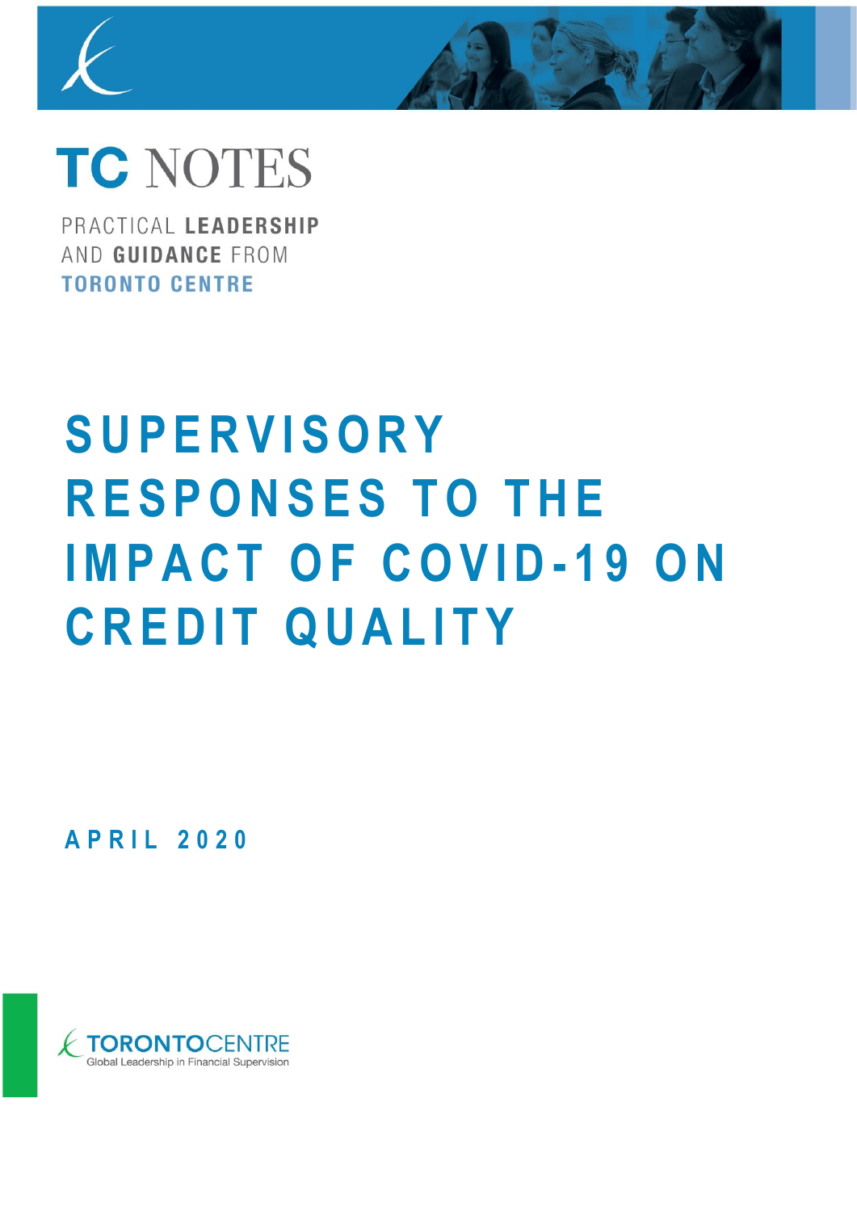# TC NOTES

PRACTICAL **LEADERSHIP** AND **GUIDANCE** FROM **TORONTO CENTRE**

# SUPERVISORY RESPONSES TO THE IMPACT OF COVID-19 ON CREDIT QUALITY

**APRIL 2020**

TORONTOCENTRE
Global Leadership in Financial Supervision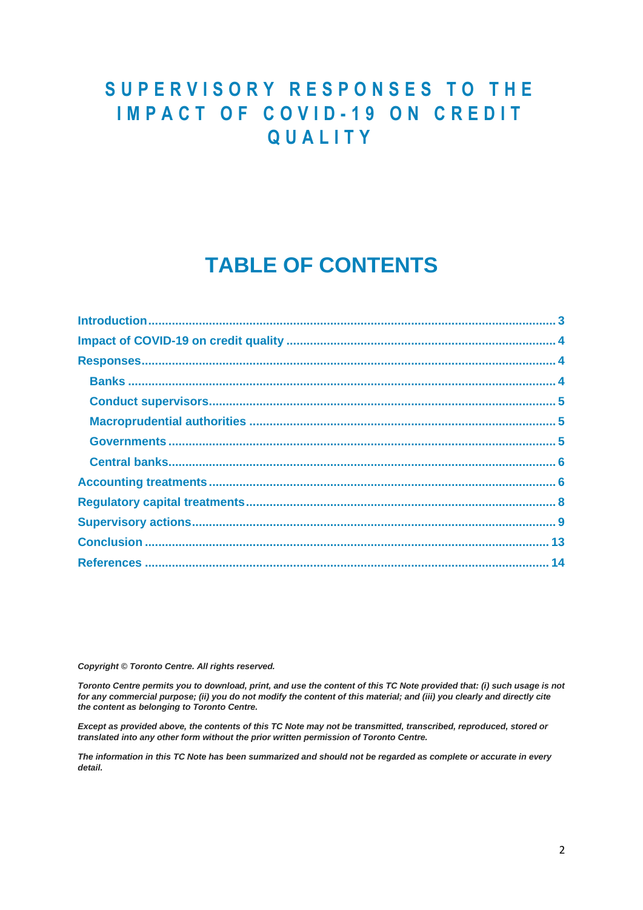# SUPERVISORY RESPONSES TO THE IMPACT OF COVID-19 ON CREDIT QUALITY

## TABLE OF CONTENTS

**Introduction** ..... 3

**Impact of COVID-19 on credit quality** ..... 4

**Responses** ..... 4

- **Banks** ..... 4
- **Conduct supervisors** ..... 5
- **Macroprudential authorities** ..... 5
- **Governments** ..... 5
- **Central banks** ..... 6

**Accounting treatments** ..... 6

**Regulatory capital treatments** ..... 8

**Supervisory actions** ..... 9

**Conclusion** ..... 13

**References** ..... 14

***Copyright © Toronto Centre. All rights reserved.***

***Toronto Centre permits you to download, print, and use the content of this TC Note provided that: (i) such usage is not for any commercial purpose; (ii) you do not modify the content of this material; and (iii) you clearly and directly cite the content as belonging to Toronto Centre.***

***Except as provided above, the contents of this TC Note may not be transmitted, transcribed, reproduced, stored or translated into any other form without the prior written permission of Toronto Centre.***

***The information in this TC Note has been summarized and should not be regarded as complete or accurate in every detail.***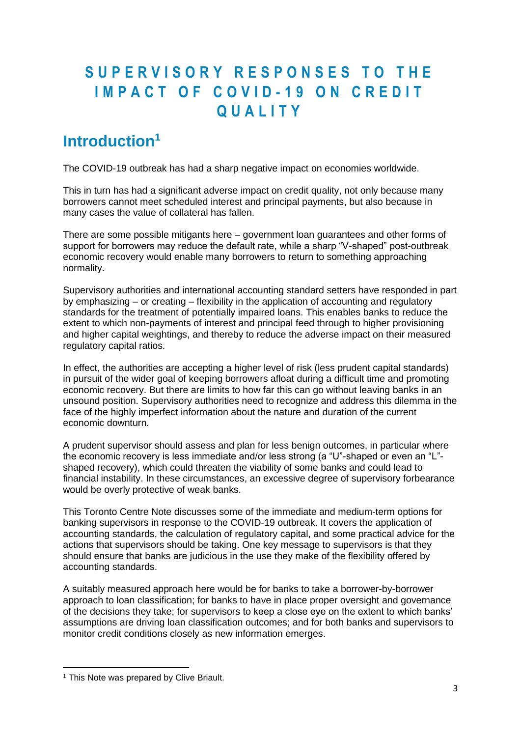# SUPERVISORY RESPONSES TO THE IMPACT OF COVID-19 ON CREDIT QUALITY

## Introduction[1]

The COVID-19 outbreak has had a sharp negative impact on economies worldwide.

This in turn has had a significant adverse impact on credit quality, not only because many borrowers cannot meet scheduled interest and principal payments, but also because in many cases the value of collateral has fallen.

There are some possible mitigants here – government loan guarantees and other forms of support for borrowers may reduce the default rate, while a sharp "V-shaped" post-outbreak economic recovery would enable many borrowers to return to something approaching normality.

Supervisory authorities and international accounting standard setters have responded in part by emphasizing – or creating – flexibility in the application of accounting and regulatory standards for the treatment of potentially impaired loans. This enables banks to reduce the extent to which non-payments of interest and principal feed through to higher provisioning and higher capital weightings, and thereby to reduce the adverse impact on their measured regulatory capital ratios.

In effect, the authorities are accepting a higher level of risk (less prudent capital standards) in pursuit of the wider goal of keeping borrowers afloat during a difficult time and promoting economic recovery. But there are limits to how far this can go without leaving banks in an unsound position. Supervisory authorities need to recognize and address this dilemma in the face of the highly imperfect information about the nature and duration of the current economic downturn.

A prudent supervisor should assess and plan for less benign outcomes, in particular where the economic recovery is less immediate and/or less strong (a "U"-shaped or even an "L"-shaped recovery), which could threaten the viability of some banks and could lead to financial instability. In these circumstances, an excessive degree of supervisory forbearance would be overly protective of weak banks.

This Toronto Centre Note discusses some of the immediate and medium-term options for banking supervisors in response to the COVID-19 outbreak. It covers the application of accounting standards, the calculation of regulatory capital, and some practical advice for the actions that supervisors should be taking. One key message to supervisors is that they should ensure that banks are judicious in the use they make of the flexibility offered by accounting standards.

A suitably measured approach here would be for banks to take a borrower-by-borrower approach to loan classification; for banks to have in place proper oversight and governance of the decisions they take; for supervisors to keep a close eye on the extent to which banks' assumptions are driving loan classification outcomes; and for both banks and supervisors to monitor credit conditions closely as new information emerges.

---

[1] This Note was prepared by Clive Briault.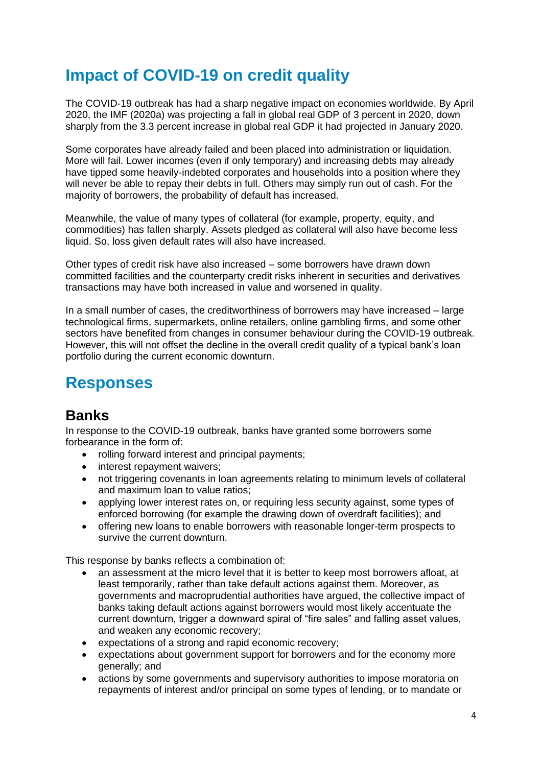# Impact of COVID-19 on credit quality

The COVID-19 outbreak has had a sharp negative impact on economies worldwide. By April 2020, the IMF (2020a) was projecting a fall in global real GDP of 3 percent in 2020, down sharply from the 3.3 percent increase in global real GDP it had projected in January 2020.

Some corporates have already failed and been placed into administration or liquidation. More will fail. Lower incomes (even if only temporary) and increasing debts may already have tipped some heavily-indebted corporates and households into a position where they will never be able to repay their debts in full. Others may simply run out of cash. For the majority of borrowers, the probability of default has increased.

Meanwhile, the value of many types of collateral (for example, property, equity, and commodities) has fallen sharply. Assets pledged as collateral will also have become less liquid. So, loss given default rates will also have increased.

Other types of credit risk have also increased – some borrowers have drawn down committed facilities and the counterparty credit risks inherent in securities and derivatives transactions may have both increased in value and worsened in quality.

In a small number of cases, the creditworthiness of borrowers may have increased – large technological firms, supermarkets, online retailers, online gambling firms, and some other sectors have benefited from changes in consumer behaviour during the COVID-19 outbreak. However, this will not offset the decline in the overall credit quality of a typical bank's loan portfolio during the current economic downturn.

# Responses

## Banks

In response to the COVID-19 outbreak, banks have granted some borrowers some forbearance in the form of:

- rolling forward interest and principal payments;
- interest repayment waivers;
- not triggering covenants in loan agreements relating to minimum levels of collateral and maximum loan to value ratios;
- applying lower interest rates on, or requiring less security against, some types of enforced borrowing (for example the drawing down of overdraft facilities); and
- offering new loans to enable borrowers with reasonable longer-term prospects to survive the current downturn.

This response by banks reflects a combination of:

- an assessment at the micro level that it is better to keep most borrowers afloat, at least temporarily, rather than take default actions against them. Moreover, as governments and macroprudential authorities have argued, the collective impact of banks taking default actions against borrowers would most likely accentuate the current downturn, trigger a downward spiral of "fire sales" and falling asset values, and weaken any economic recovery;
- expectations of a strong and rapid economic recovery;
- expectations about government support for borrowers and for the economy more generally; and
- actions by some governments and supervisory authorities to impose moratoria on repayments of interest and/or principal on some types of lending, or to mandate or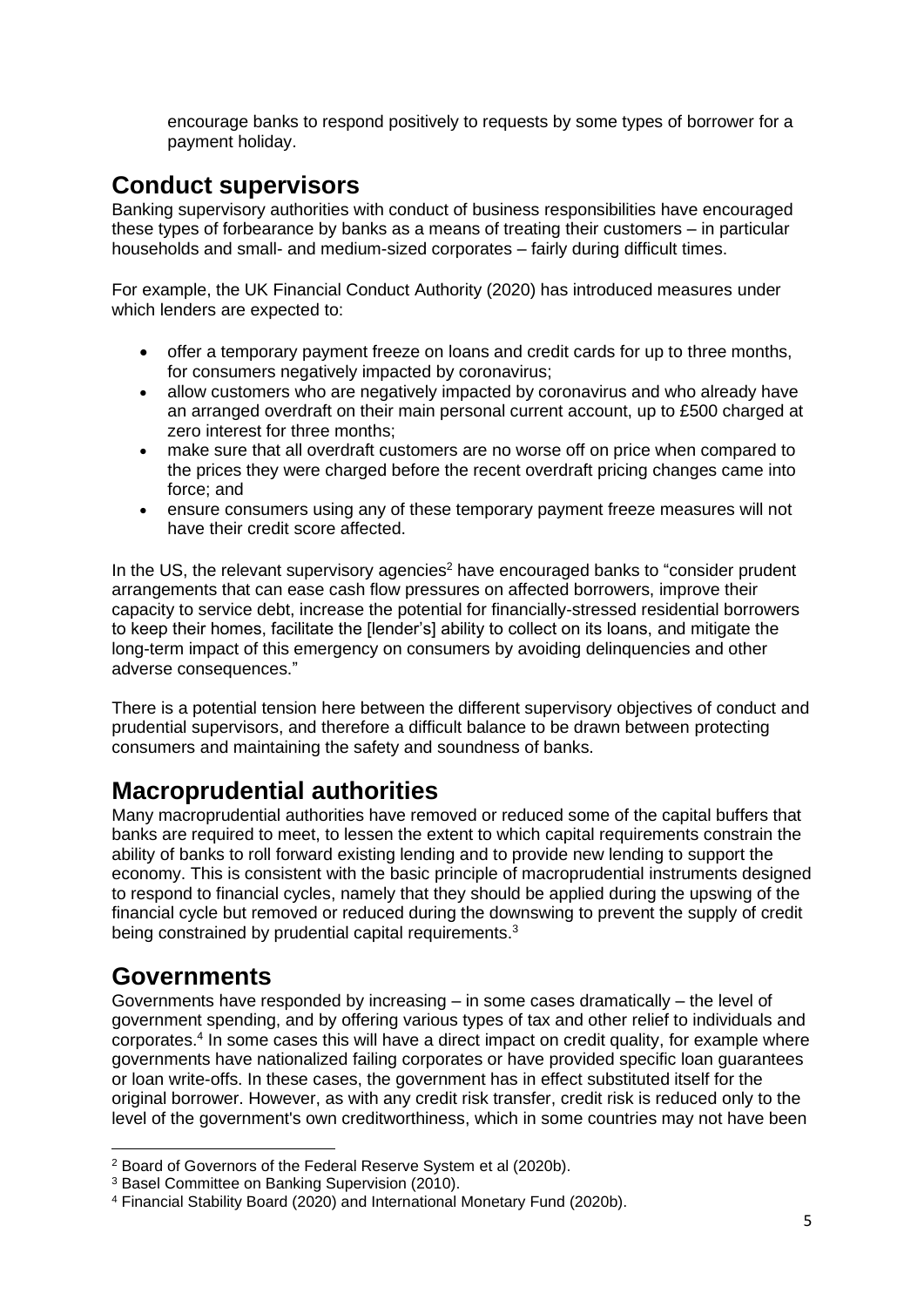encourage banks to respond positively to requests by some types of borrower for a payment holiday.

## Conduct supervisors

Banking supervisory authorities with conduct of business responsibilities have encouraged these types of forbearance by banks as a means of treating their customers – in particular households and small- and medium-sized corporates – fairly during difficult times.

For example, the UK Financial Conduct Authority (2020) has introduced measures under which lenders are expected to:

- offer a temporary payment freeze on loans and credit cards for up to three months, for consumers negatively impacted by coronavirus;
- allow customers who are negatively impacted by coronavirus and who already have an arranged overdraft on their main personal current account, up to £500 charged at zero interest for three months;
- make sure that all overdraft customers are no worse off on price when compared to the prices they were charged before the recent overdraft pricing changes came into force; and
- ensure consumers using any of these temporary payment freeze measures will not have their credit score affected.

In the US, the relevant supervisory agencies[2] have encouraged banks to "consider prudent arrangements that can ease cash flow pressures on affected borrowers, improve their capacity to service debt, increase the potential for financially-stressed residential borrowers to keep their homes, facilitate the [lender's] ability to collect on its loans, and mitigate the long-term impact of this emergency on consumers by avoiding delinquencies and other adverse consequences."

There is a potential tension here between the different supervisory objectives of conduct and prudential supervisors, and therefore a difficult balance to be drawn between protecting consumers and maintaining the safety and soundness of banks.

## Macroprudential authorities

Many macroprudential authorities have removed or reduced some of the capital buffers that banks are required to meet, to lessen the extent to which capital requirements constrain the ability of banks to roll forward existing lending and to provide new lending to support the economy. This is consistent with the basic principle of macroprudential instruments designed to respond to financial cycles, namely that they should be applied during the upswing of the financial cycle but removed or reduced during the downswing to prevent the supply of credit being constrained by prudential capital requirements.[3]

## Governments

Governments have responded by increasing – in some cases dramatically – the level of government spending, and by offering various types of tax and other relief to individuals and corporates.[4] In some cases this will have a direct impact on credit quality, for example where governments have nationalized failing corporates or have provided specific loan guarantees or loan write-offs. In these cases, the government has in effect substituted itself for the original borrower. However, as with any credit risk transfer, credit risk is reduced only to the level of the government's own creditworthiness, which in some countries may not have been

[2] Board of Governors of the Federal Reserve System et al (2020b).

[3] Basel Committee on Banking Supervision (2010).

[4] Financial Stability Board (2020) and International Monetary Fund (2020b).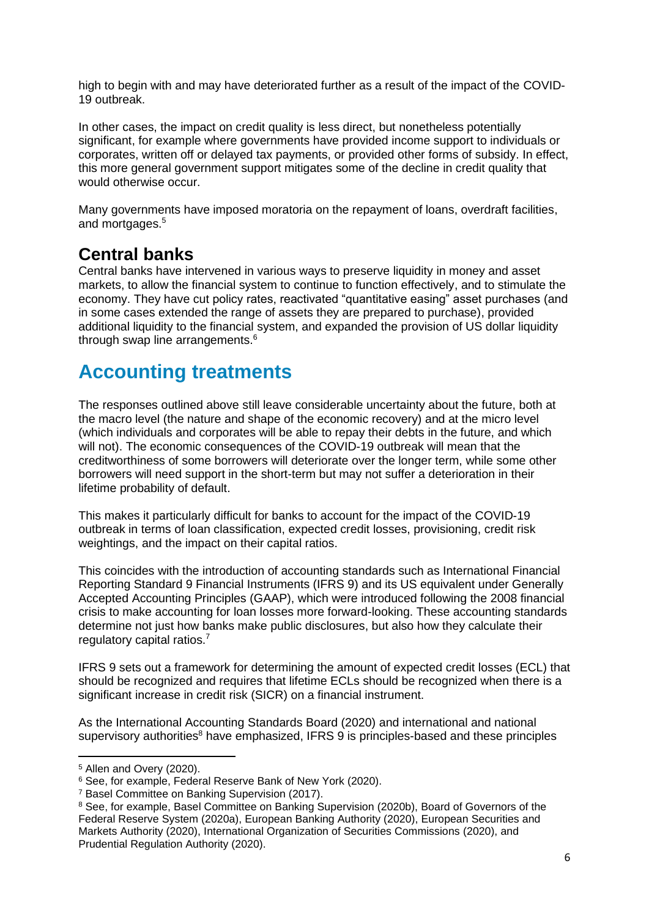high to begin with and may have deteriorated further as a result of the impact of the COVID-19 outbreak.

In other cases, the impact on credit quality is less direct, but nonetheless potentially significant, for example where governments have provided income support to individuals or corporates, written off or delayed tax payments, or provided other forms of subsidy. In effect, this more general government support mitigates some of the decline in credit quality that would otherwise occur.

Many governments have imposed moratoria on the repayment of loans, overdraft facilities, and mortgages.[5]

## Central banks

Central banks have intervened in various ways to preserve liquidity in money and asset markets, to allow the financial system to continue to function effectively, and to stimulate the economy. They have cut policy rates, reactivated "quantitative easing" asset purchases (and in some cases extended the range of assets they are prepared to purchase), provided additional liquidity to the financial system, and expanded the provision of US dollar liquidity through swap line arrangements.[6]

# Accounting treatments

The responses outlined above still leave considerable uncertainty about the future, both at the macro level (the nature and shape of the economic recovery) and at the micro level (which individuals and corporates will be able to repay their debts in the future, and which will not). The economic consequences of the COVID-19 outbreak will mean that the creditworthiness of some borrowers will deteriorate over the longer term, while some other borrowers will need support in the short-term but may not suffer a deterioration in their lifetime probability of default.

This makes it particularly difficult for banks to account for the impact of the COVID-19 outbreak in terms of loan classification, expected credit losses, provisioning, credit risk weightings, and the impact on their capital ratios.

This coincides with the introduction of accounting standards such as International Financial Reporting Standard 9 Financial Instruments (IFRS 9) and its US equivalent under Generally Accepted Accounting Principles (GAAP), which were introduced following the 2008 financial crisis to make accounting for loan losses more forward-looking. These accounting standards determine not just how banks make public disclosures, but also how they calculate their regulatory capital ratios.[7]

IFRS 9 sets out a framework for determining the amount of expected credit losses (ECL) that should be recognized and requires that lifetime ECLs should be recognized when there is a significant increase in credit risk (SICR) on a financial instrument.

As the International Accounting Standards Board (2020) and international and national supervisory authorities[8] have emphasized, IFRS 9 is principles-based and these principles

---

[5] Allen and Overy (2020).

[6] See, for example, Federal Reserve Bank of New York (2020).

[7] Basel Committee on Banking Supervision (2017).

[8] See, for example, Basel Committee on Banking Supervision (2020b), Board of Governors of the Federal Reserve System (2020a), European Banking Authority (2020), European Securities and Markets Authority (2020), International Organization of Securities Commissions (2020), and Prudential Regulation Authority (2020).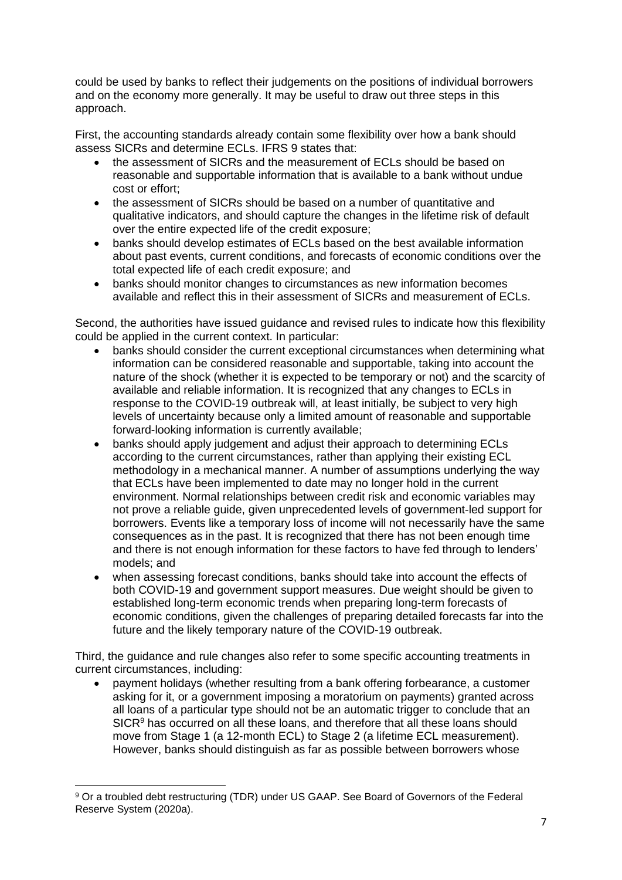could be used by banks to reflect their judgements on the positions of individual borrowers and on the economy more generally. It may be useful to draw out three steps in this approach.

First, the accounting standards already contain some flexibility over how a bank should assess SICRs and determine ECLs. IFRS 9 states that:

- the assessment of SICRs and the measurement of ECLs should be based on reasonable and supportable information that is available to a bank without undue cost or effort;
- the assessment of SICRs should be based on a number of quantitative and qualitative indicators, and should capture the changes in the lifetime risk of default over the entire expected life of the credit exposure;
- banks should develop estimates of ECLs based on the best available information about past events, current conditions, and forecasts of economic conditions over the total expected life of each credit exposure; and
- banks should monitor changes to circumstances as new information becomes available and reflect this in their assessment of SICRs and measurement of ECLs.

Second, the authorities have issued guidance and revised rules to indicate how this flexibility could be applied in the current context. In particular:

- banks should consider the current exceptional circumstances when determining what information can be considered reasonable and supportable, taking into account the nature of the shock (whether it is expected to be temporary or not) and the scarcity of available and reliable information. It is recognized that any changes to ECLs in response to the COVID-19 outbreak will, at least initially, be subject to very high levels of uncertainty because only a limited amount of reasonable and supportable forward-looking information is currently available;
- banks should apply judgement and adjust their approach to determining ECLs according to the current circumstances, rather than applying their existing ECL methodology in a mechanical manner. A number of assumptions underlying the way that ECLs have been implemented to date may no longer hold in the current environment. Normal relationships between credit risk and economic variables may not prove a reliable guide, given unprecedented levels of government-led support for borrowers. Events like a temporary loss of income will not necessarily have the same consequences as in the past. It is recognized that there has not been enough time and there is not enough information for these factors to have fed through to lenders' models; and
- when assessing forecast conditions, banks should take into account the effects of both COVID-19 and government support measures. Due weight should be given to established long-term economic trends when preparing long-term forecasts of economic conditions, given the challenges of preparing detailed forecasts far into the future and the likely temporary nature of the COVID-19 outbreak.

Third, the guidance and rule changes also refer to some specific accounting treatments in current circumstances, including:

- payment holidays (whether resulting from a bank offering forbearance, a customer asking for it, or a government imposing a moratorium on payments) granted across all loans of a particular type should not be an automatic trigger to conclude that an SICR[9] has occurred on all these loans, and therefore that all these loans should move from Stage 1 (a 12-month ECL) to Stage 2 (a lifetime ECL measurement). However, banks should distinguish as far as possible between borrowers whose

[9] Or a troubled debt restructuring (TDR) under US GAAP. See Board of Governors of the Federal Reserve System (2020a).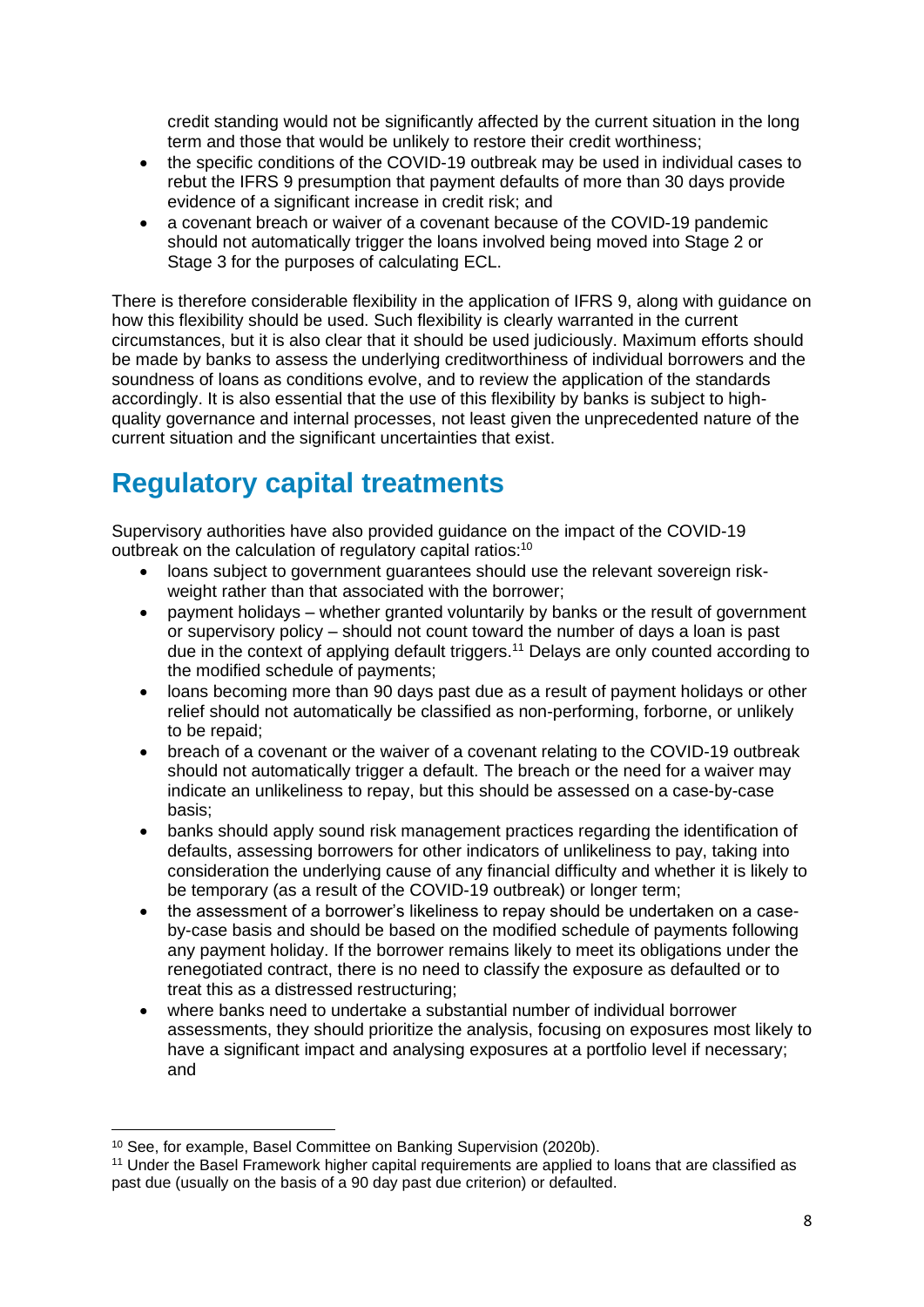credit standing would not be significantly affected by the current situation in the long term and those that would be unlikely to restore their credit worthiness;

- the specific conditions of the COVID-19 outbreak may be used in individual cases to rebut the IFRS 9 presumption that payment defaults of more than 30 days provide evidence of a significant increase in credit risk; and
- a covenant breach or waiver of a covenant because of the COVID-19 pandemic should not automatically trigger the loans involved being moved into Stage 2 or Stage 3 for the purposes of calculating ECL.

There is therefore considerable flexibility in the application of IFRS 9, along with guidance on how this flexibility should be used. Such flexibility is clearly warranted in the current circumstances, but it is also clear that it should be used judiciously. Maximum efforts should be made by banks to assess the underlying creditworthiness of individual borrowers and the soundness of loans as conditions evolve, and to review the application of the standards accordingly. It is also essential that the use of this flexibility by banks is subject to high-quality governance and internal processes, not least given the unprecedented nature of the current situation and the significant uncertainties that exist.

## Regulatory capital treatments

Supervisory authorities have also provided guidance on the impact of the COVID-19 outbreak on the calculation of regulatory capital ratios:[10]

- loans subject to government guarantees should use the relevant sovereign risk-weight rather than that associated with the borrower;
- payment holidays – whether granted voluntarily by banks or the result of government or supervisory policy – should not count toward the number of days a loan is past due in the context of applying default triggers.[11] Delays are only counted according to the modified schedule of payments;
- loans becoming more than 90 days past due as a result of payment holidays or other relief should not automatically be classified as non-performing, forborne, or unlikely to be repaid;
- breach of a covenant or the waiver of a covenant relating to the COVID-19 outbreak should not automatically trigger a default. The breach or the need for a waiver may indicate an unlikeliness to repay, but this should be assessed on a case-by-case basis;
- banks should apply sound risk management practices regarding the identification of defaults, assessing borrowers for other indicators of unlikeliness to pay, taking into consideration the underlying cause of any financial difficulty and whether it is likely to be temporary (as a result of the COVID-19 outbreak) or longer term;
- the assessment of a borrower's likeliness to repay should be undertaken on a case-by-case basis and should be based on the modified schedule of payments following any payment holiday. If the borrower remains likely to meet its obligations under the renegotiated contract, there is no need to classify the exposure as defaulted or to treat this as a distressed restructuring;
- where banks need to undertake a substantial number of individual borrower assessments, they should prioritize the analysis, focusing on exposures most likely to have a significant impact and analysing exposures at a portfolio level if necessary; and

---

[10] See, for example, Basel Committee on Banking Supervision (2020b).

[11] Under the Basel Framework higher capital requirements are applied to loans that are classified as past due (usually on the basis of a 90 day past due criterion) or defaulted.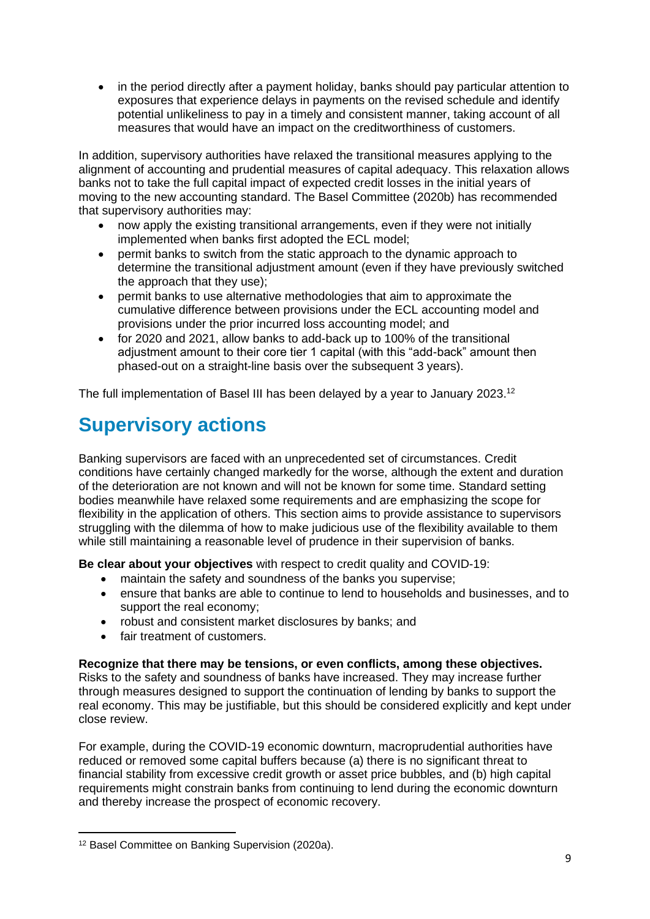- in the period directly after a payment holiday, banks should pay particular attention to exposures that experience delays in payments on the revised schedule and identify potential unlikeliness to pay in a timely and consistent manner, taking account of all measures that would have an impact on the creditworthiness of customers.

In addition, supervisory authorities have relaxed the transitional measures applying to the alignment of accounting and prudential measures of capital adequacy. This relaxation allows banks not to take the full capital impact of expected credit losses in the initial years of moving to the new accounting standard. The Basel Committee (2020b) has recommended that supervisory authorities may:

- now apply the existing transitional arrangements, even if they were not initially implemented when banks first adopted the ECL model;
- permit banks to switch from the static approach to the dynamic approach to determine the transitional adjustment amount (even if they have previously switched the approach that they use);
- permit banks to use alternative methodologies that aim to approximate the cumulative difference between provisions under the ECL accounting model and provisions under the prior incurred loss accounting model; and
- for 2020 and 2021, allow banks to add-back up to 100% of the transitional adjustment amount to their core tier 1 capital (with this "add-back" amount then phased-out on a straight-line basis over the subsequent 3 years).

The full implementation of Basel III has been delayed by a year to January 2023.[12]

# Supervisory actions

Banking supervisors are faced with an unprecedented set of circumstances. Credit conditions have certainly changed markedly for the worse, although the extent and duration of the deterioration are not known and will not be known for some time. Standard setting bodies meanwhile have relaxed some requirements and are emphasizing the scope for flexibility in the application of others. This section aims to provide assistance to supervisors struggling with the dilemma of how to make judicious use of the flexibility available to them while still maintaining a reasonable level of prudence in their supervision of banks.

**Be clear about your objectives** with respect to credit quality and COVID-19:

- maintain the safety and soundness of the banks you supervise;
- ensure that banks are able to continue to lend to households and businesses, and to support the real economy;
- robust and consistent market disclosures by banks; and
- fair treatment of customers.

**Recognize that there may be tensions, or even conflicts, among these objectives.** Risks to the safety and soundness of banks have increased. They may increase further through measures designed to support the continuation of lending by banks to support the real economy. This may be justifiable, but this should be considered explicitly and kept under close review.

For example, during the COVID-19 economic downturn, macroprudential authorities have reduced or removed some capital buffers because (a) there is no significant threat to financial stability from excessive credit growth or asset price bubbles, and (b) high capital requirements might constrain banks from continuing to lend during the economic downturn and thereby increase the prospect of economic recovery.

[12] Basel Committee on Banking Supervision (2020a).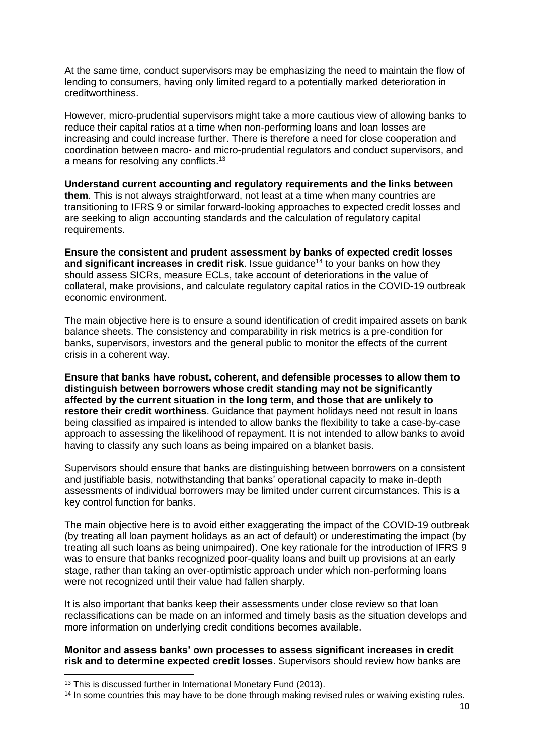At the same time, conduct supervisors may be emphasizing the need to maintain the flow of lending to consumers, having only limited regard to a potentially marked deterioration in creditworthiness.

However, micro-prudential supervisors might take a more cautious view of allowing banks to reduce their capital ratios at a time when non-performing loans and loan losses are increasing and could increase further. There is therefore a need for close cooperation and coordination between macro- and micro-prudential regulators and conduct supervisors, and a means for resolving any conflicts.[13]

**Understand current accounting and regulatory requirements and the links between them**. This is not always straightforward, not least at a time when many countries are transitioning to IFRS 9 or similar forward-looking approaches to expected credit losses and are seeking to align accounting standards and the calculation of regulatory capital requirements.

**Ensure the consistent and prudent assessment by banks of expected credit losses and significant increases in credit risk**. Issue guidance[14] to your banks on how they should assess SICRs, measure ECLs, take account of deteriorations in the value of collateral, make provisions, and calculate regulatory capital ratios in the COVID-19 outbreak economic environment.

The main objective here is to ensure a sound identification of credit impaired assets on bank balance sheets. The consistency and comparability in risk metrics is a pre-condition for banks, supervisors, investors and the general public to monitor the effects of the current crisis in a coherent way.

**Ensure that banks have robust, coherent, and defensible processes to allow them to distinguish between borrowers whose credit standing may not be significantly affected by the current situation in the long term, and those that are unlikely to restore their credit worthiness**. Guidance that payment holidays need not result in loans being classified as impaired is intended to allow banks the flexibility to take a case-by-case approach to assessing the likelihood of repayment. It is not intended to allow banks to avoid having to classify any such loans as being impaired on a blanket basis.

Supervisors should ensure that banks are distinguishing between borrowers on a consistent and justifiable basis, notwithstanding that banks' operational capacity to make in-depth assessments of individual borrowers may be limited under current circumstances. This is a key control function for banks.

The main objective here is to avoid either exaggerating the impact of the COVID-19 outbreak (by treating all loan payment holidays as an act of default) or underestimating the impact (by treating all such loans as being unimpaired). One key rationale for the introduction of IFRS 9 was to ensure that banks recognized poor-quality loans and built up provisions at an early stage, rather than taking an over-optimistic approach under which non-performing loans were not recognized until their value had fallen sharply.

It is also important that banks keep their assessments under close review so that loan reclassifications can be made on an informed and timely basis as the situation develops and more information on underlying credit conditions becomes available.

**Monitor and assess banks' own processes to assess significant increases in credit risk and to determine expected credit losses**. Supervisors should review how banks are

[13] This is discussed further in International Monetary Fund (2013).

[14] In some countries this may have to be done through making revised rules or waiving existing rules.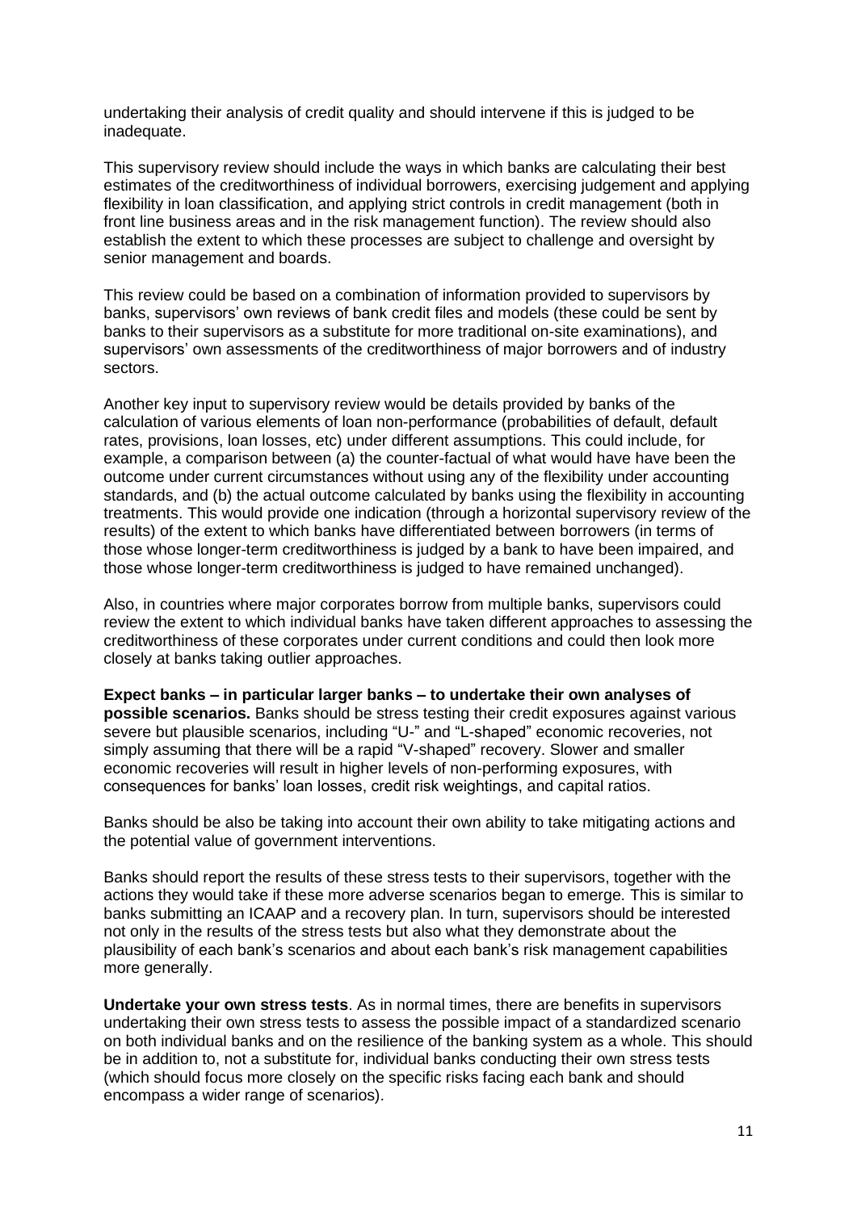undertaking their analysis of credit quality and should intervene if this is judged to be inadequate.

This supervisory review should include the ways in which banks are calculating their best estimates of the creditworthiness of individual borrowers, exercising judgement and applying flexibility in loan classification, and applying strict controls in credit management (both in front line business areas and in the risk management function). The review should also establish the extent to which these processes are subject to challenge and oversight by senior management and boards.

This review could be based on a combination of information provided to supervisors by banks, supervisors' own reviews of bank credit files and models (these could be sent by banks to their supervisors as a substitute for more traditional on-site examinations), and supervisors' own assessments of the creditworthiness of major borrowers and of industry sectors.

Another key input to supervisory review would be details provided by banks of the calculation of various elements of loan non-performance (probabilities of default, default rates, provisions, loan losses, etc) under different assumptions. This could include, for example, a comparison between (a) the counter-factual of what would have have been the outcome under current circumstances without using any of the flexibility under accounting standards, and (b) the actual outcome calculated by banks using the flexibility in accounting treatments. This would provide one indication (through a horizontal supervisory review of the results) of the extent to which banks have differentiated between borrowers (in terms of those whose longer-term creditworthiness is judged by a bank to have been impaired, and those whose longer-term creditworthiness is judged to have remained unchanged).

Also, in countries where major corporates borrow from multiple banks, supervisors could review the extent to which individual banks have taken different approaches to assessing the creditworthiness of these corporates under current conditions and could then look more closely at banks taking outlier approaches.

**Expect banks – in particular larger banks – to undertake their own analyses of possible scenarios.** Banks should be stress testing their credit exposures against various severe but plausible scenarios, including "U-" and "L-shaped" economic recoveries, not simply assuming that there will be a rapid "V-shaped" recovery. Slower and smaller economic recoveries will result in higher levels of non-performing exposures, with consequences for banks' loan losses, credit risk weightings, and capital ratios.

Banks should be also be taking into account their own ability to take mitigating actions and the potential value of government interventions.

Banks should report the results of these stress tests to their supervisors, together with the actions they would take if these more adverse scenarios began to emerge. This is similar to banks submitting an ICAAP and a recovery plan. In turn, supervisors should be interested not only in the results of the stress tests but also what they demonstrate about the plausibility of each bank's scenarios and about each bank's risk management capabilities more generally.

**Undertake your own stress tests**. As in normal times, there are benefits in supervisors undertaking their own stress tests to assess the possible impact of a standardized scenario on both individual banks and on the resilience of the banking system as a whole. This should be in addition to, not a substitute for, individual banks conducting their own stress tests (which should focus more closely on the specific risks facing each bank and should encompass a wider range of scenarios).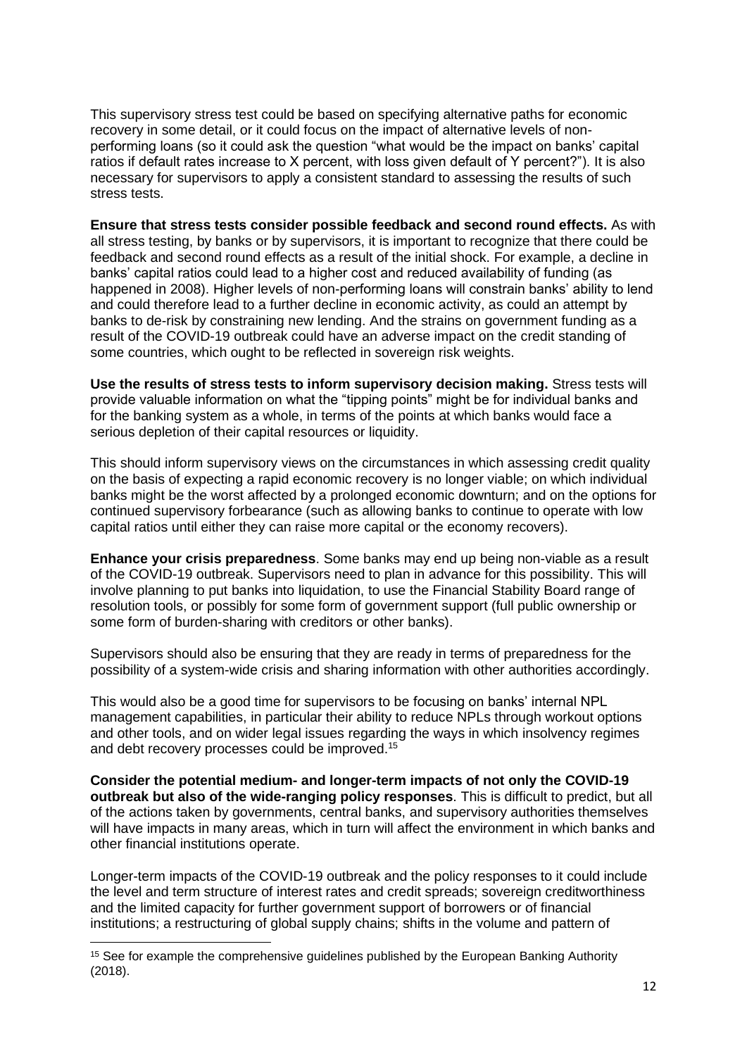This supervisory stress test could be based on specifying alternative paths for economic recovery in some detail, or it could focus on the impact of alternative levels of non-performing loans (so it could ask the question "what would be the impact on banks' capital ratios if default rates increase to X percent, with loss given default of Y percent?"). It is also necessary for supervisors to apply a consistent standard to assessing the results of such stress tests.

**Ensure that stress tests consider possible feedback and second round effects.** As with all stress testing, by banks or by supervisors, it is important to recognize that there could be feedback and second round effects as a result of the initial shock. For example, a decline in banks' capital ratios could lead to a higher cost and reduced availability of funding (as happened in 2008). Higher levels of non-performing loans will constrain banks' ability to lend and could therefore lead to a further decline in economic activity, as could an attempt by banks to de-risk by constraining new lending. And the strains on government funding as a result of the COVID-19 outbreak could have an adverse impact on the credit standing of some countries, which ought to be reflected in sovereign risk weights.

**Use the results of stress tests to inform supervisory decision making.** Stress tests will provide valuable information on what the "tipping points" might be for individual banks and for the banking system as a whole, in terms of the points at which banks would face a serious depletion of their capital resources or liquidity.

This should inform supervisory views on the circumstances in which assessing credit quality on the basis of expecting a rapid economic recovery is no longer viable; on which individual banks might be the worst affected by a prolonged economic downturn; and on the options for continued supervisory forbearance (such as allowing banks to continue to operate with low capital ratios until either they can raise more capital or the economy recovers).

**Enhance your crisis preparedness**. Some banks may end up being non-viable as a result of the COVID-19 outbreak. Supervisors need to plan in advance for this possibility. This will involve planning to put banks into liquidation, to use the Financial Stability Board range of resolution tools, or possibly for some form of government support (full public ownership or some form of burden-sharing with creditors or other banks).

Supervisors should also be ensuring that they are ready in terms of preparedness for the possibility of a system-wide crisis and sharing information with other authorities accordingly.

This would also be a good time for supervisors to be focusing on banks' internal NPL management capabilities, in particular their ability to reduce NPLs through workout options and other tools, and on wider legal issues regarding the ways in which insolvency regimes and debt recovery processes could be improved.[15]

**Consider the potential medium- and longer-term impacts of not only the COVID-19 outbreak but also of the wide-ranging policy responses**. This is difficult to predict, but all of the actions taken by governments, central banks, and supervisory authorities themselves will have impacts in many areas, which in turn will affect the environment in which banks and other financial institutions operate.

Longer-term impacts of the COVID-19 outbreak and the policy responses to it could include the level and term structure of interest rates and credit spreads; sovereign creditworthiness and the limited capacity for further government support of borrowers or of financial institutions; a restructuring of global supply chains; shifts in the volume and pattern of

---

[15] See for example the comprehensive guidelines published by the European Banking Authority (2018).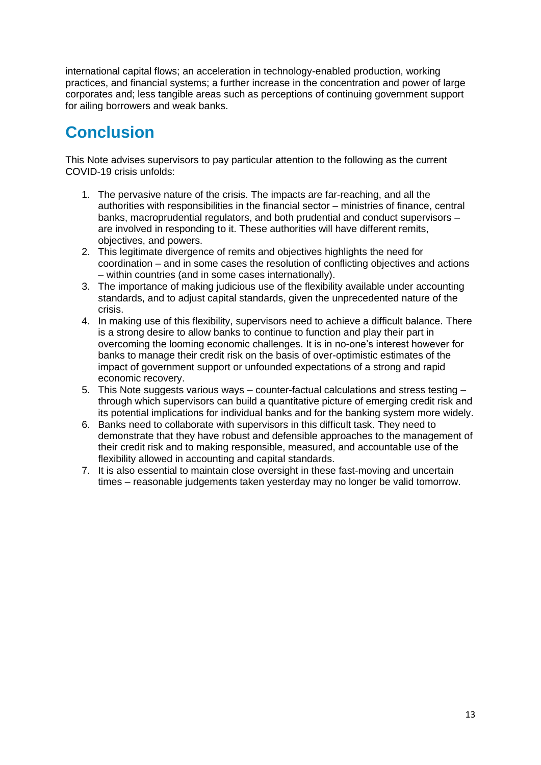international capital flows; an acceleration in technology-enabled production, working practices, and financial systems; a further increase in the concentration and power of large corporates and; less tangible areas such as perceptions of continuing government support for ailing borrowers and weak banks.

## Conclusion

This Note advises supervisors to pay particular attention to the following as the current COVID-19 crisis unfolds:

1. The pervasive nature of the crisis. The impacts are far-reaching, and all the authorities with responsibilities in the financial sector – ministries of finance, central banks, macroprudential regulators, and both prudential and conduct supervisors – are involved in responding to it. These authorities will have different remits, objectives, and powers.
2. This legitimate divergence of remits and objectives highlights the need for coordination – and in some cases the resolution of conflicting objectives and actions – within countries (and in some cases internationally).
3. The importance of making judicious use of the flexibility available under accounting standards, and to adjust capital standards, given the unprecedented nature of the crisis.
4. In making use of this flexibility, supervisors need to achieve a difficult balance. There is a strong desire to allow banks to continue to function and play their part in overcoming the looming economic challenges. It is in no-one's interest however for banks to manage their credit risk on the basis of over-optimistic estimates of the impact of government support or unfounded expectations of a strong and rapid economic recovery.
5. This Note suggests various ways – counter-factual calculations and stress testing – through which supervisors can build a quantitative picture of emerging credit risk and its potential implications for individual banks and for the banking system more widely.
6. Banks need to collaborate with supervisors in this difficult task. They need to demonstrate that they have robust and defensible approaches to the management of their credit risk and to making responsible, measured, and accountable use of the flexibility allowed in accounting and capital standards.
7. It is also essential to maintain close oversight in these fast-moving and uncertain times – reasonable judgements taken yesterday may no longer be valid tomorrow.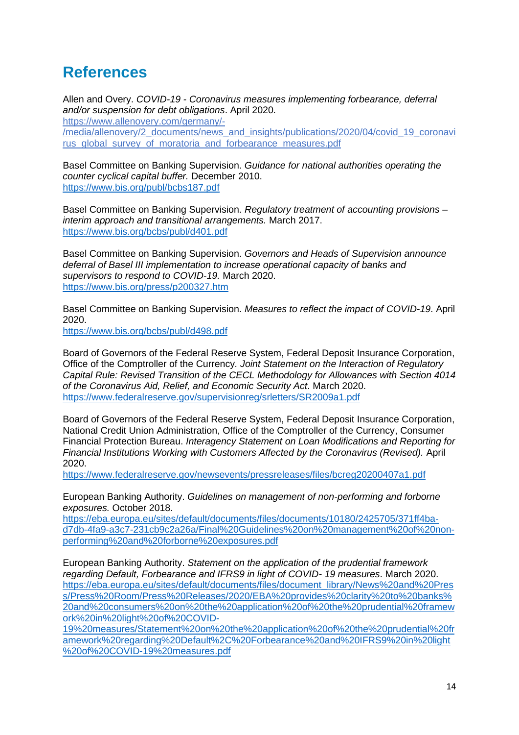# References

Allen and Overy. *COVID-19 - Coronavirus measures implementing forbearance, deferral and/or suspension for debt obligations*. April 2020. https://www.allenovery.com/germany/-/media/allenovery/2_documents/news_and_insights/publications/2020/04/covid_19_coronavirus_global_survey_of_moratoria_and_forbearance_measures.pdf

Basel Committee on Banking Supervision. *Guidance for national authorities operating the counter cyclical capital buffer.* December 2010. https://www.bis.org/publ/bcbs187.pdf

Basel Committee on Banking Supervision. *Regulatory treatment of accounting provisions – interim approach and transitional arrangements.* March 2017. https://www.bis.org/bcbs/publ/d401.pdf

Basel Committee on Banking Supervision. *Governors and Heads of Supervision announce deferral of Basel III implementation to increase operational capacity of banks and supervisors to respond to COVID-19.* March 2020. https://www.bis.org/press/p200327.htm

Basel Committee on Banking Supervision. *Measures to reflect the impact of COVID-19*. April 2020. https://www.bis.org/bcbs/publ/d498.pdf

Board of Governors of the Federal Reserve System, Federal Deposit Insurance Corporation, Office of the Comptroller of the Currency. *Joint Statement on the Interaction of Regulatory Capital Rule: Revised Transition of the CECL Methodology for Allowances with Section 4014 of the Coronavirus Aid, Relief, and Economic Security Act*. March 2020. https://www.federalreserve.gov/supervisionreg/srletters/SR2009a1.pdf

Board of Governors of the Federal Reserve System, Federal Deposit Insurance Corporation, National Credit Union Administration, Office of the Comptroller of the Currency, Consumer Financial Protection Bureau. *Interagency Statement on Loan Modifications and Reporting for Financial Institutions Working with Customers Affected by the Coronavirus (Revised).* April 2020. https://www.federalreserve.gov/newsevents/pressreleases/files/bcreg20200407a1.pdf

European Banking Authority. *Guidelines on management of non-performing and forborne exposures.* October 2018. https://eba.europa.eu/sites/default/documents/files/documents/10180/2425705/371ff4ba-d7db-4fa9-a3c7-231cb9c2a26a/Final%20Guidelines%20on%20management%20of%20non-performing%20and%20forborne%20exposures.pdf

European Banking Authority. *Statement on the application of the prudential framework regarding Default, Forbearance and IFRS9 in light of COVID- 19 measures*. March 2020. https://eba.europa.eu/sites/default/documents/files/document_library/News%20and%20Press/Press%20Room/Press%20Releases/2020/EBA%20provides%20clarity%20to%20banks%20and%20consumers%20on%20the%20application%20of%20the%20prudential%20framework%20in%20light%20of%20COVID-19%20measures/Statement%20on%20the%20application%20of%20the%20prudential%20framework%20regarding%20Default%2C%20Forbearance%20and%20IFRS9%20in%20light%20of%20COVID-19%20measures.pdf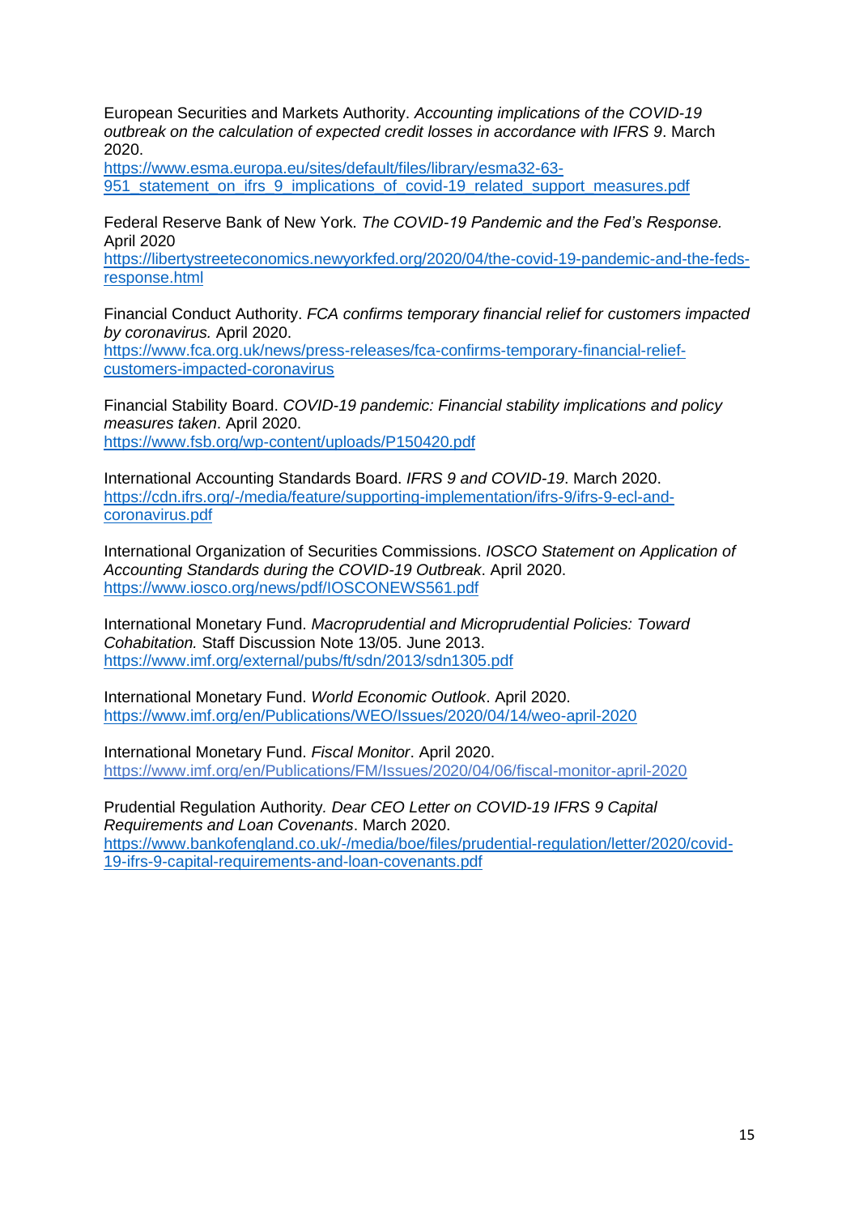European Securities and Markets Authority. *Accounting implications of the COVID-19 outbreak on the calculation of expected credit losses in accordance with IFRS 9*. March 2020.
https://www.esma.europa.eu/sites/default/files/library/esma32-63-951_statement_on_ifrs_9_implications_of_covid-19_related_support_measures.pdf

Federal Reserve Bank of New York. *The COVID-19 Pandemic and the Fed's Response.* April 2020
https://libertystreeteconomics.newyorkfed.org/2020/04/the-covid-19-pandemic-and-the-feds-response.html

Financial Conduct Authority. *FCA confirms temporary financial relief for customers impacted by coronavirus.* April 2020.
https://www.fca.org.uk/news/press-releases/fca-confirms-temporary-financial-relief-customers-impacted-coronavirus

Financial Stability Board. *COVID-19 pandemic: Financial stability implications and policy measures taken*. April 2020.
https://www.fsb.org/wp-content/uploads/P150420.pdf

International Accounting Standards Board. *IFRS 9 and COVID-19*. March 2020.
https://cdn.ifrs.org/-/media/feature/supporting-implementation/ifrs-9/ifrs-9-ecl-and-coronavirus.pdf

International Organization of Securities Commissions. *IOSCO Statement on Application of Accounting Standards during the COVID-19 Outbreak*. April 2020.
https://www.iosco.org/news/pdf/IOSCONEWS561.pdf

International Monetary Fund. *Macroprudential and Microprudential Policies: Toward Cohabitation.* Staff Discussion Note 13/05. June 2013.
https://www.imf.org/external/pubs/ft/sdn/2013/sdn1305.pdf

International Monetary Fund. *World Economic Outlook*. April 2020.
https://www.imf.org/en/Publications/WEO/Issues/2020/04/14/weo-april-2020

International Monetary Fund. *Fiscal Monitor*. April 2020.
https://www.imf.org/en/Publications/FM/Issues/2020/04/06/fiscal-monitor-april-2020

Prudential Regulation Authority. *Dear CEO Letter on COVID-19 IFRS 9 Capital Requirements and Loan Covenants*. March 2020.
https://www.bankofengland.co.uk/-/media/boe/files/prudential-regulation/letter/2020/covid-19-ifrs-9-capital-requirements-and-loan-covenants.pdf